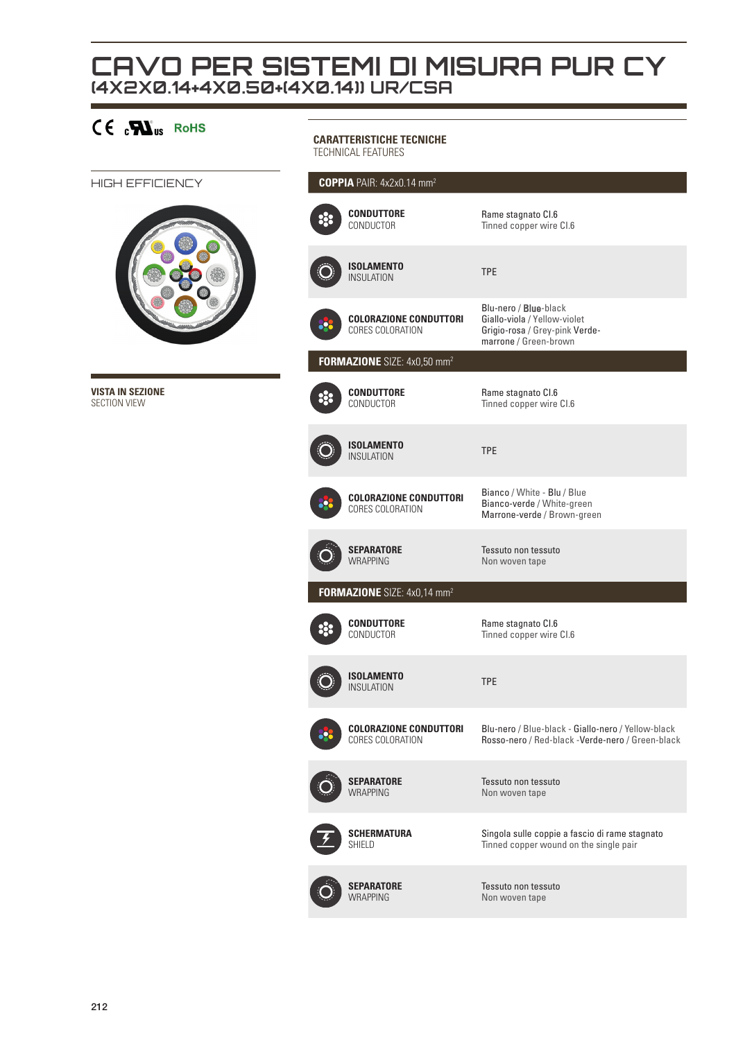# CAVO PER SISTEMI DI MISURA PUR CY
## (4X2X0.14+4X0.50+(4X0.14)) UR/CSA

CE cULus RoHS

HIGH EFFICIENCY

**VISTA IN SEZIONE**
SECTION VIEW

**CARATTERISTICHE TECNICHE**
TECHNICAL FEATURES

| **COPPIA** PAIR: 4x2x0.14 mm² | |
|---|---|
| **CONDUTTORE** CONDUCTOR | Rame stagnato Cl.6 / Tinned copper wire Cl.6 |
| **ISOLAMENTO** INSULATION | TPE |
| **COLORAZIONE CONDUTTORI** CORES COLORATION | Blu-nero / Blue-black Giallo-viola / Yellow-violet Grigio-rosa / Grey-pink Verde-marrone / Green-brown |
| **FORMAZIONE** SIZE: 4x0,50 mm² | |
| **CONDUTTORE** CONDUCTOR | Rame stagnato Cl.6 / Tinned copper wire Cl.6 |
| **ISOLAMENTO** INSULATION | TPE |
| **COLORAZIONE CONDUTTORI** CORES COLORATION | Bianco / White - Blu / Blue Bianco-verde / White-green Marrone-verde / Brown-green |
| **SEPARATORE** WRAPPING | Tessuto non tessuto / Non woven tape |
| **FORMAZIONE** SIZE: 4x0,14 mm² | |
| **CONDUTTORE** CONDUCTOR | Rame stagnato Cl.6 / Tinned copper wire Cl.6 |
| **ISOLAMENTO** INSULATION | TPE |
| **COLORAZIONE CONDUTTORI** CORES COLORATION | Blu-nero / Blue-black - Giallo-nero / Yellow-black Rosso-nero / Red-black -Verde-nero / Green-black |
| **SEPARATORE** WRAPPING | Tessuto non tessuto / Non woven tape |
| **SCHERMATURA** SHIELD | Singola sulle coppie a fascio di rame stagnato / Tinned copper wound on the single pair |
| **SEPARATORE** WRAPPING | Tessuto non tessuto / Non woven tape |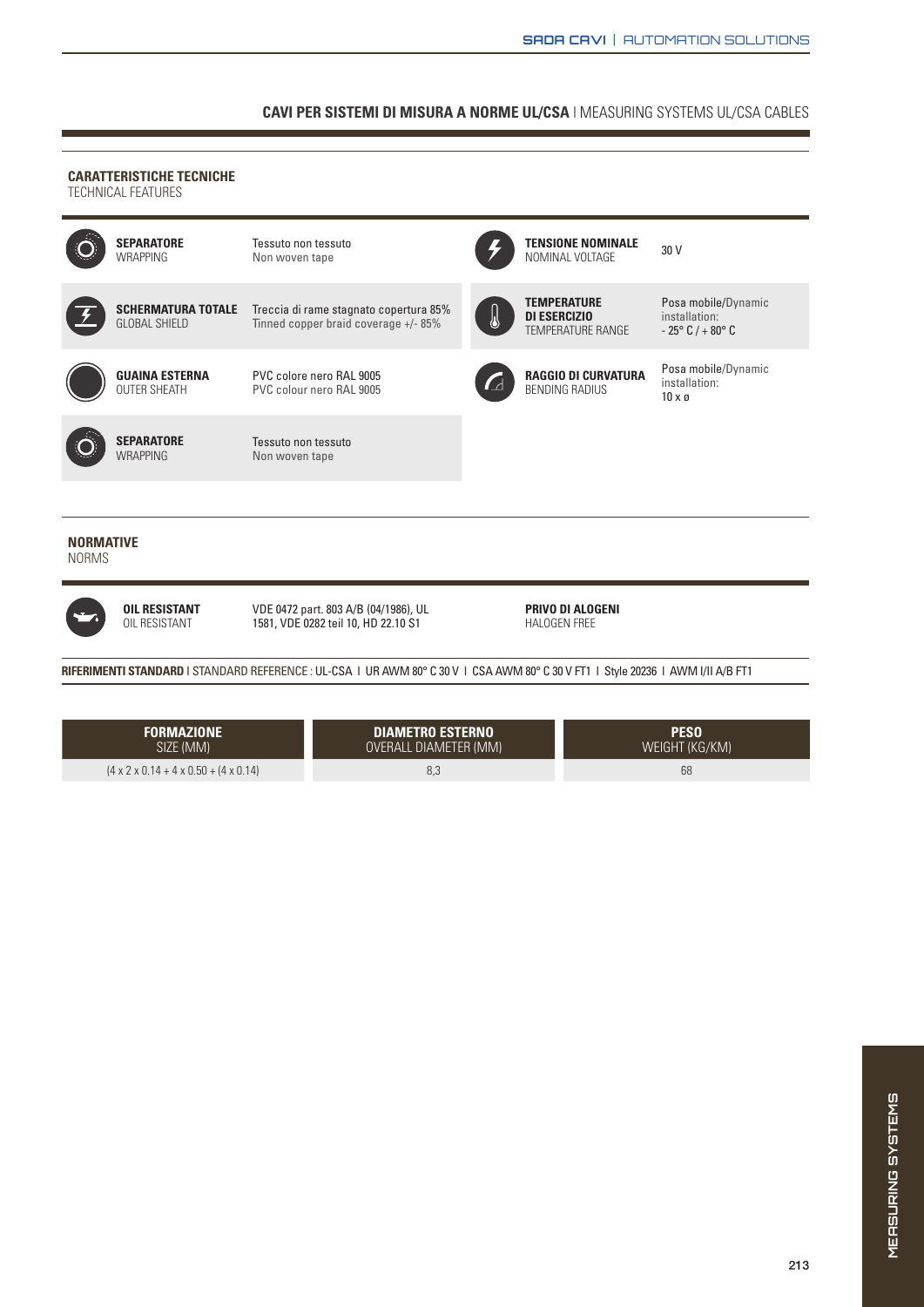## CAVI PER SISTEMI DI MISURA A NORME UL/CSA | MEASURING SYSTEMS UL/CSA CABLES

### CARATTERISTICHE TECNICHE
TECHNICAL FEATURES

| | | | |
|---|---|---|---|
| **SEPARATORE** WRAPPING | Tessuto non tessuto Non woven tape | **TENSIONE NOMINALE** NOMINAL VOLTAGE | 30 V |
| **SCHERMATURA TOTALE** GLOBAL SHIELD | Treccia di rame stagnato copertura 85% Tinned copper braid coverage +/- 85% | **TEMPERATURE DI ESERCIZIO** TEMPERATURE RANGE | Posa mobile/Dynamic installation: - 25° C / + 80° C |
| **GUAINA ESTERNA** OUTER SHEATH | PVC colore nero RAL 9005 PVC colour nero RAL 9005 | **RAGGIO DI CURVATURA** BENDING RADIUS | Posa mobile/Dynamic installation: 10 x ø |
| **SEPARATORE** WRAPPING | Tessuto non tessuto Non woven tape | | |

### NORMATIVE
NORMS

| | | |
|---|---|---|
| **OIL RESISTANT** OIL RESISTANT | VDE 0472 part. 803 A/B (04/1986), UL 1581, VDE 0282 teil 10, HD 22.10 S1 | **PRIVO DI ALOGENI** HALOGEN FREE |

**RIFERIMENTI STANDARD** I STANDARD REFERENCE : UL-CSA I UR AWM 80° C 30 V I CSA AWM 80° C 30 V FT1 I Style 20236 I AWM I/II A/B FT1

| **FORMAZIONE** SIZE (MM) | **DIAMETRO ESTERNO** OVERALL DIAMETER (MM) | **PESO** WEIGHT (KG/KM) |
|---|---|---|
| (4 x 2 x 0.14 + 4 x 0.50 + (4 x 0.14) | 8,3 | 68 |